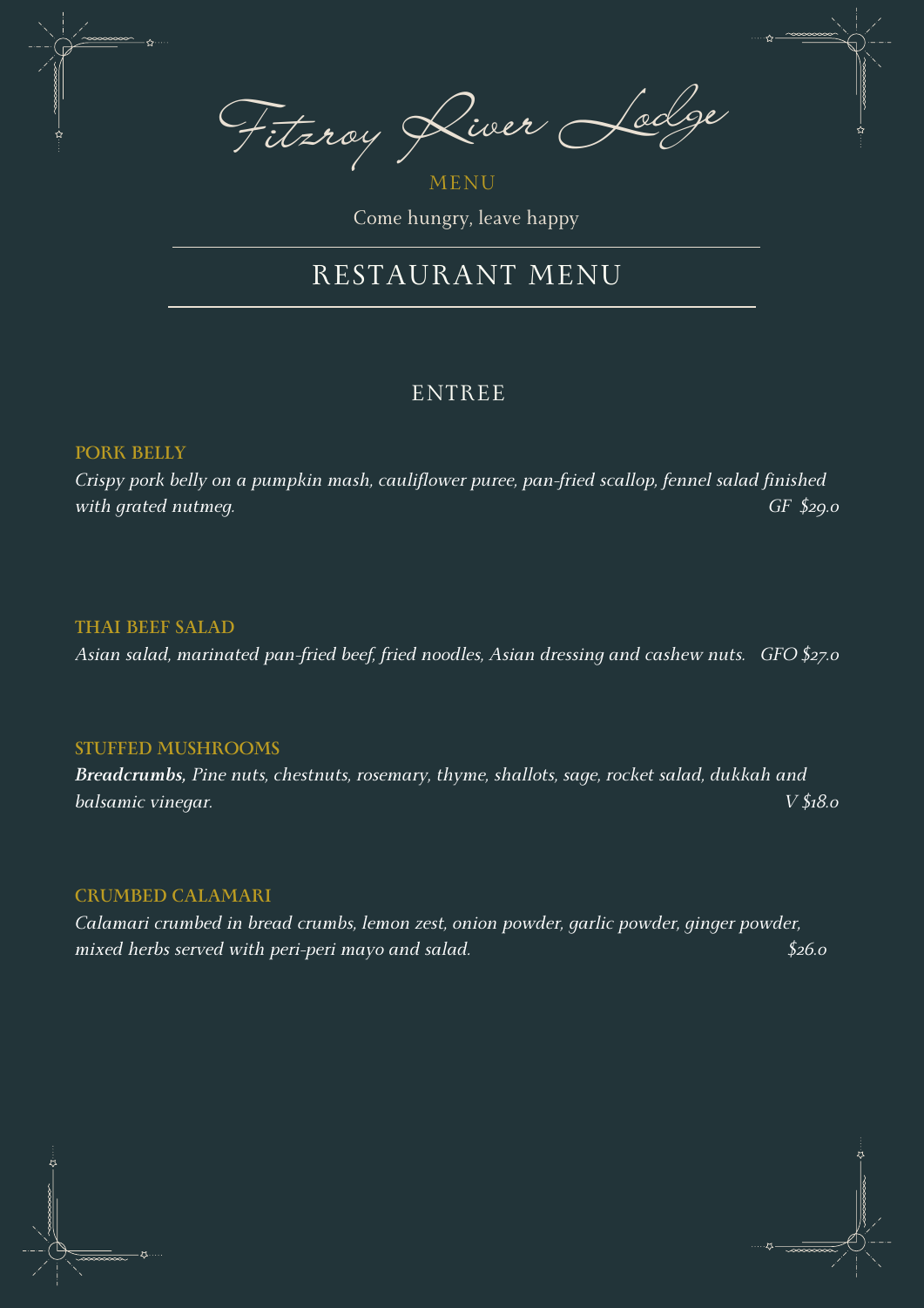# Fitzroy River Lodge

MENU

Come hungry, leave happy

## RESTAURANT MENU

### ENTREE

**PORK BELLY**

*Crispy pork belly on a pumpkin mash, cauliflower puree, pan-fried scallop, fennel salad finished with grated nutmeg.* *GF $29.0*

**THAI BEEF SALAD**

*Asian salad, marinated pan-fried beef, fried noodles, Asian dressing and cashew nuts.* *GFO $27.0*

**STUFFED MUSHROOMS**

***Breadcrumbs,*** *Pine nuts, chestnuts, rosemary, thyme, shallots, sage, rocket salad, dukkah and balsamic vinegar.* *V $18.0*

**CRUMBED CALAMARI**

*Calamari crumbed in bread crumbs, lemon zest, onion powder, garlic powder, ginger powder, mixed herbs served with peri-peri mayo and salad.* *$26.0*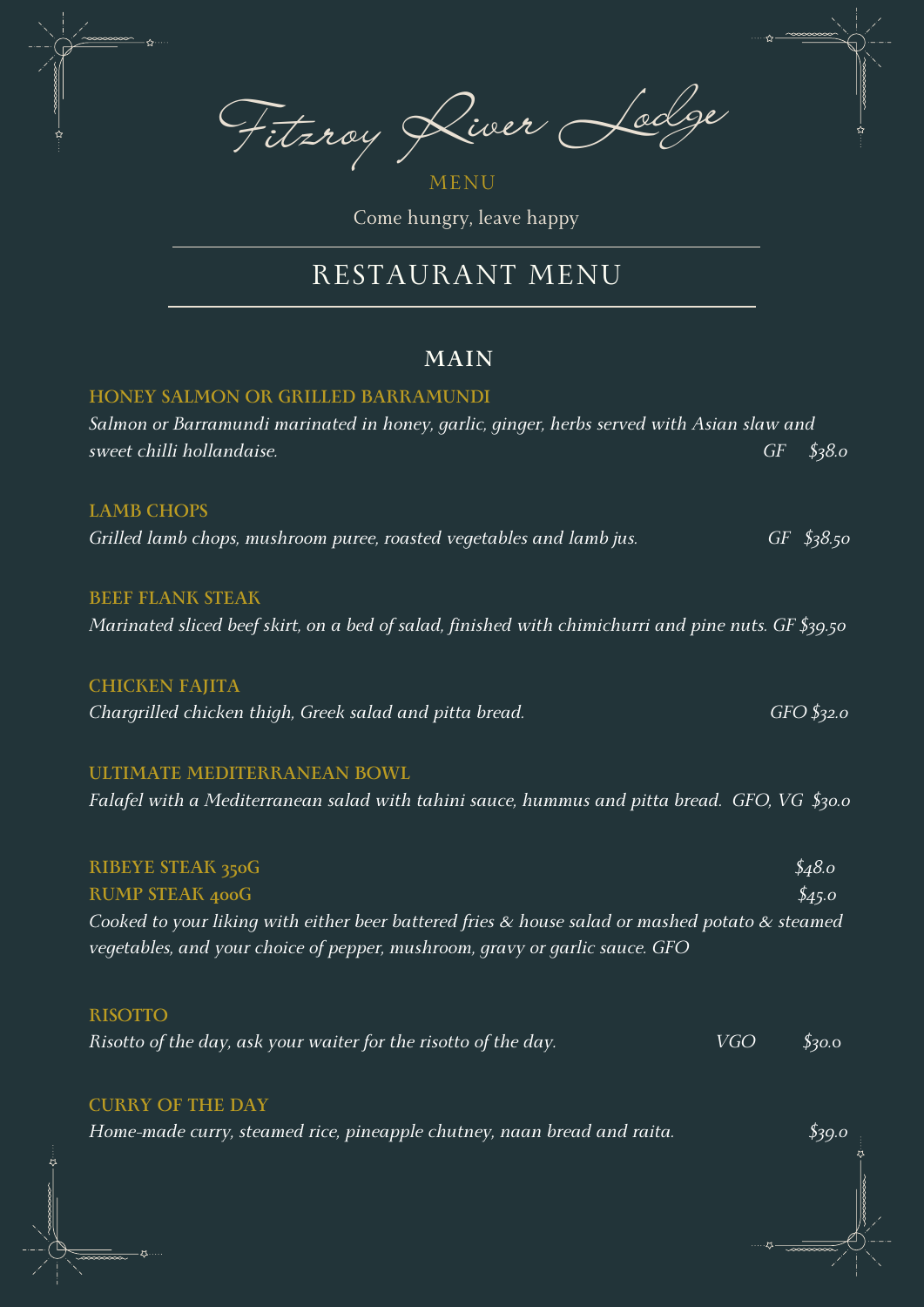# Fitzroy River Lodge

MENU

Come hungry, leave happy

## RESTAURANT MENU

### MAIN

**HONEY SALMON OR GRILLED BARRAMUNDI**

*Salmon or Barramundi marinated in honey, garlic, ginger, herbs served with Asian slaw and sweet chilli hollandaise.* *GF $38.0*

**LAMB CHOPS**

*Grilled lamb chops, mushroom puree, roasted vegetables and lamb jus.* *GF $38.50*

**BEEF FLANK STEAK**

*Marinated sliced beef skirt, on a bed of salad, finished with chimichurri and pine nuts. GF $39.50*

**CHICKEN FAJITA**

*Chargrilled chicken thigh, Greek salad and pitta bread.* *GFO $32.0*

**ULTIMATE MEDITERRANEAN BOWL**

*Falafel with a Mediterranean salad with tahini sauce, hummus and pitta bread. GFO, VG $30.0*

**RIBEYE STEAK 350G** *$48.0*

**RUMP STEAK 400G** *$45.0*

*Cooked to your liking with either beer battered fries & house salad or mashed potato & steamed vegetables, and your choice of pepper, mushroom, gravy or garlic sauce. GFO*

**RISOTTO**

*Risotto of the day, ask your waiter for the risotto of the day.* *VGO $30.0*

**CURRY OF THE DAY**

*Home-made curry, steamed rice, pineapple chutney, naan bread and raita.* *$39.0*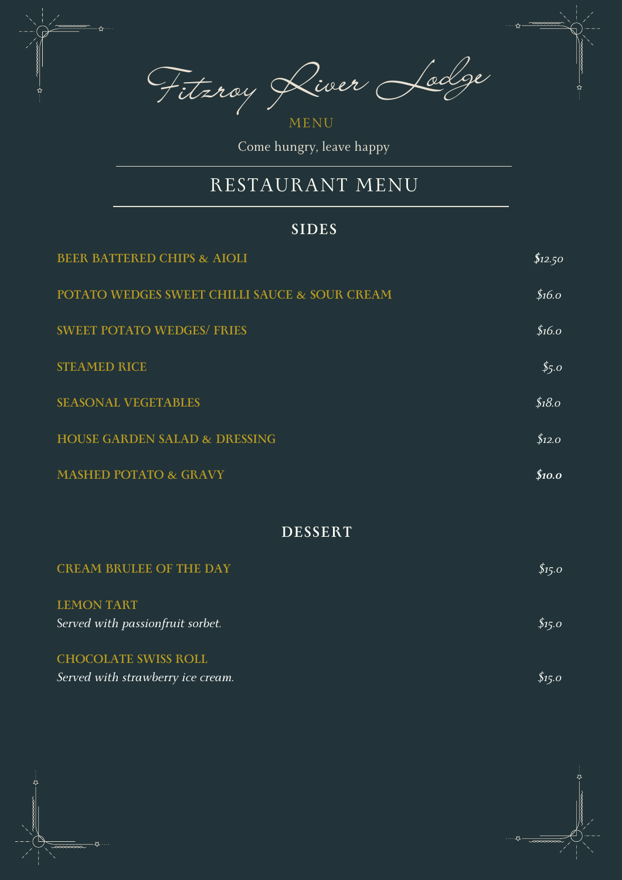# Fitzroy River Lodge

MENU

Come hungry, leave happy

## RESTAURANT MENU

### SIDES

| | |
|---|---|
| BEER BATTERED CHIPS & AIOLI | *$12.50* |
| POTATO WEDGES SWEET CHILLI SAUCE & SOUR CREAM | *$16.0* |
| SWEET POTATO WEDGES/ FRIES | *$16.0* |
| STEAMED RICE | *$5.0* |
| SEASONAL VEGETABLES | *$18.0* |
| HOUSE GARDEN SALAD & DRESSING | *$12.0* |
| MASHED POTATO & GRAVY | *$10.0* |

### DESSERT

| | |
|---|---|
| CREAM BRULEE OF THE DAY | *$15.0* |
| LEMON TART *Served with passionfruit sorbet.* | *$15.0* |
| CHOCOLATE SWISS ROLL *Served with strawberry ice cream.* | *$15.0* |